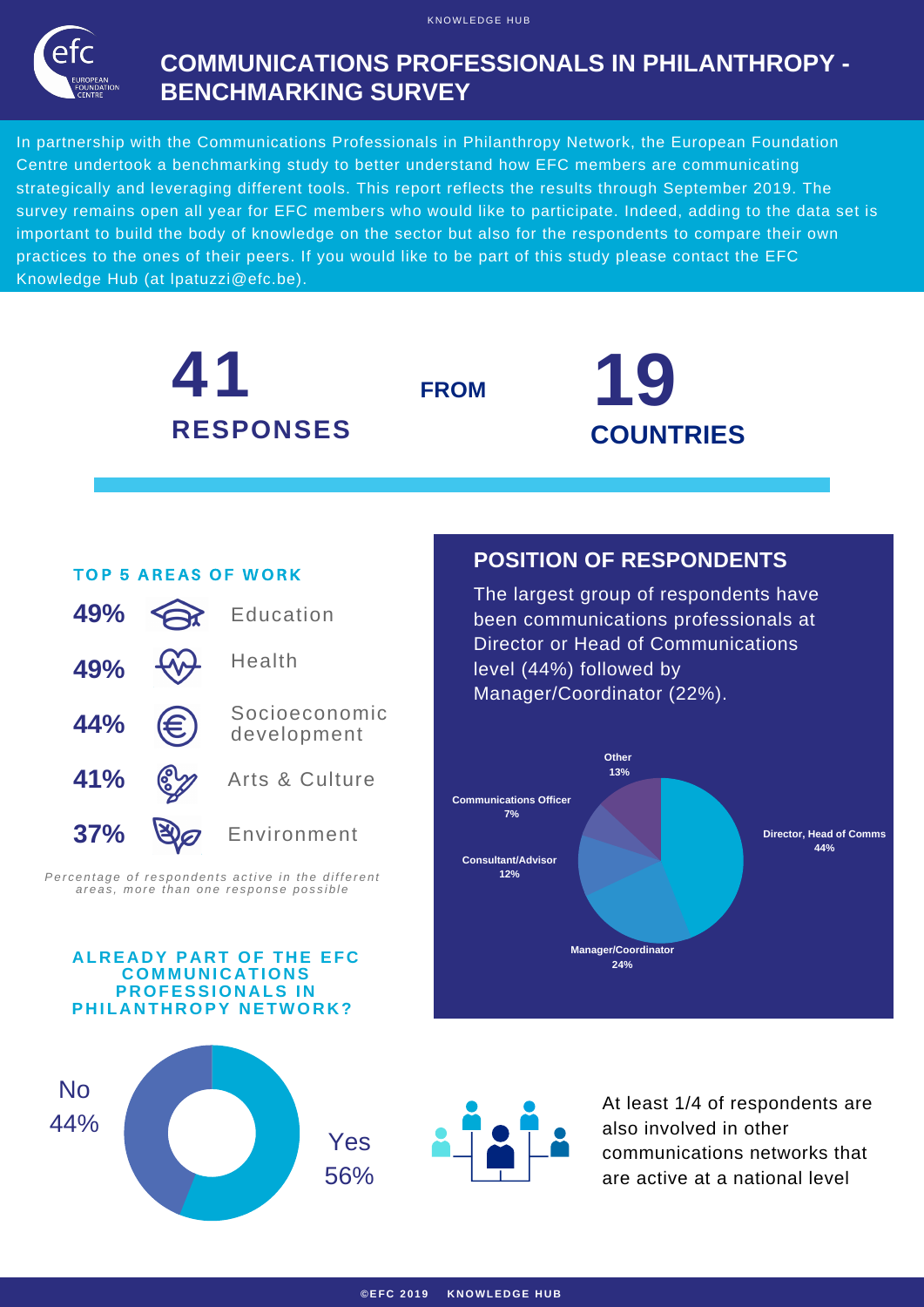KNOWLEDGE HUB

# COMMUNICATIONS PROFESSIONALS IN PHILANTHROPY - BENCHMARKING SURVEY

In partnership with the Communications Professionals in Philanthropy Network, the European Foundation Centre undertook a benchmarking study to better understand how EFC members are communicating strategically and leveraging different tools. This report reflects the results through September 2019. The survey remains open all year for EFC members who would like to participate. Indeed, adding to the data set is important to build the body of knowledge on the sector but also for the respondents to compare their own practices to the ones of their peers. If you would like to be part of this study please contact the EFC Knowledge Hub (at lpatuzzi@efc.be).

**41 RESPONSES** FROM **19 COUNTRIES**

## TOP 5 AREAS OF WORK

| % | Area |
|---|---|
| 49% | Education |
| 49% | Health |
| 44% | Socioeconomic development |
| 41% | Arts & Culture |
| 37% | Environment |

*Percentage of respondents active in the different areas, more than one response possible*

## POSITION OF RESPONDENTS

The largest group of respondents have been communications professionals at Director or Head of Communications level (44%) followed by Manager/Coordinator (22%).

| Position | % |
|---|---|
| Director, Head of Comms | 44% |
| Manager/Coordinator | 24% |
| Consultant/Advisor | 12% |
| Communications Officer | 7% |
| Other | 13% |

## ALREADY PART OF THE EFC COMMUNICATIONS PROFESSIONALS IN PHILANTHROPY NETWORK?

| Answer | % |
|---|---|
| Yes | 56% |
| No | 44% |

At least 1/4 of respondents are also involved in other communications networks that are active at a national level

©EFC 2019 KNOWLEDGE HUB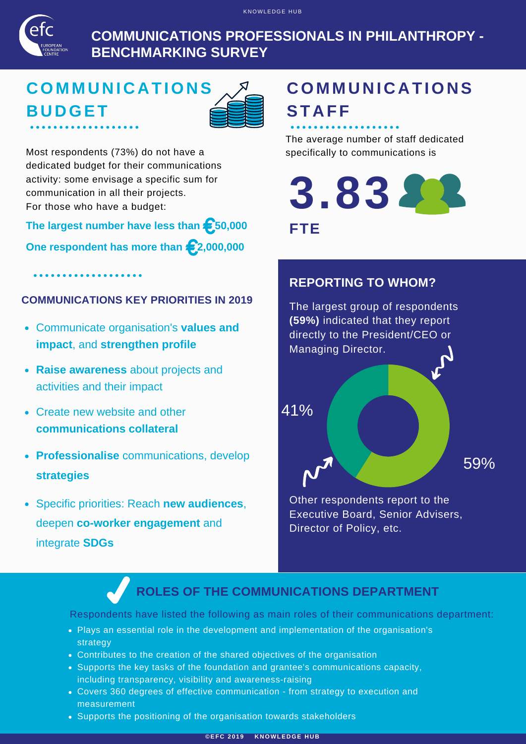# COMMUNICATIONS PROFESSIONALS IN PHILANTHROPY - BENCHMARKING SURVEY

## COMMUNICATIONS BUDGET

Most respondents (73%) do not have a dedicated budget for their communications activity: some envisage a specific sum for communication in all their projects.
For those who have a budget:

**The largest number have less than €50,000**

**One respondent has more than €2,000,000**

### COMMUNICATIONS KEY PRIORITIES IN 2019

- Communicate organisation's **values and impact**, and **strengthen profile**
- **Raise awareness** about projects and activities and their impact
- Create new website and other **communications collateral**
- **Professionalise** communications, develop **strategies**
- Specific priorities: Reach **new audiences**, deepen **co-worker engagement** and integrate **SDGs**

## COMMUNICATIONS STAFF

The average number of staff dedicated specifically to communications is

**3.83 FTE**

### REPORTING TO WHOM?

The largest group of respondents **(59%)** indicated that they report directly to the President/CEO or Managing Director.

41%

59%

Other respondents report to the Executive Board, Senior Advisers, Director of Policy, etc.

## ROLES OF THE COMMUNICATIONS DEPARTMENT

Respondents have listed the following as main roles of their communications department:

- Plays an essential role in the development and implementation of the organisation's strategy
- Contributes to the creation of the shared objectives of the organisation
- Supports the key tasks of the foundation and grantee's communications capacity, including transparency, visibility and awareness-raising
- Covers 360 degrees of effective communication - from strategy to execution and measurement
- Supports the positioning of the organisation towards stakeholders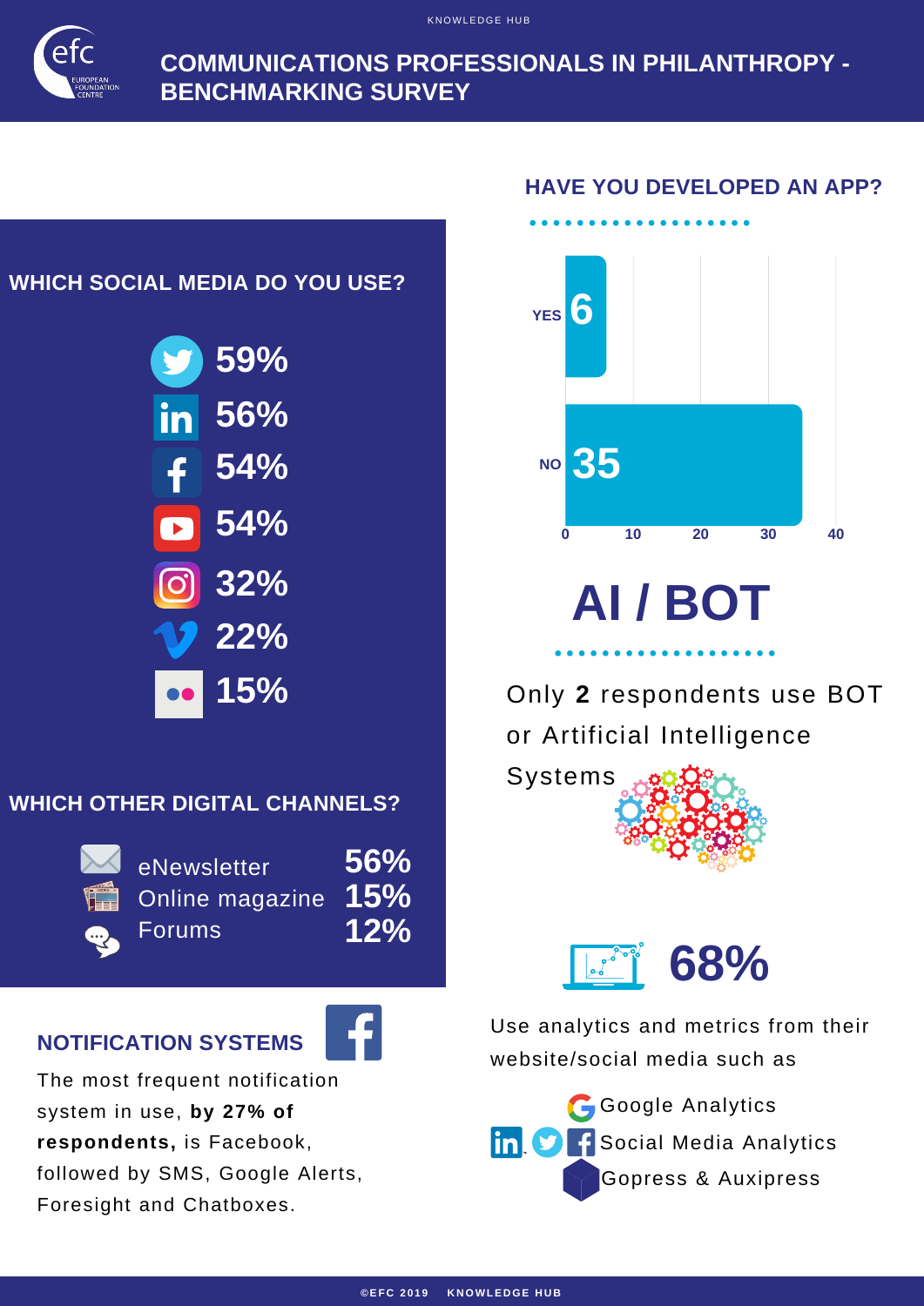KNOWLEDGE HUB

# COMMUNICATIONS PROFESSIONALS IN PHILANTHROPY - BENCHMARKING SURVEY

## WHICH SOCIAL MEDIA DO YOU USE?

| Social media | % |
| --- | --- |
| Twitter | 59% |
| LinkedIn | 56% |
| Facebook | 54% |
| YouTube | 54% |
| Instagram | 32% |
| Vimeo | 22% |
| Flickr | 15% |

## WHICH OTHER DIGITAL CHANNELS?

| Channel | % |
| --- | --- |
| eNewsletter | 56% |
| Online magazine | 15% |
| Forums | 12% |

## NOTIFICATION SYSTEMS

The most frequent notification system in use, **by 27% of respondents,** is Facebook, followed by SMS, Google Alerts, Foresight and Chatboxes.

## HAVE YOU DEVELOPED AN APP?

| Answer | Count |
| --- | --- |
| YES | 6 |
| NO | 35 |

## AI / BOT

Only **2** respondents use BOT or Artificial Intelligence Systems

**68%**

Use analytics and metrics from their website/social media such as

- Google Analytics
- Social Media Analytics
- Gopress & Auxipress

©EFC 2019 KNOWLEDGE HUB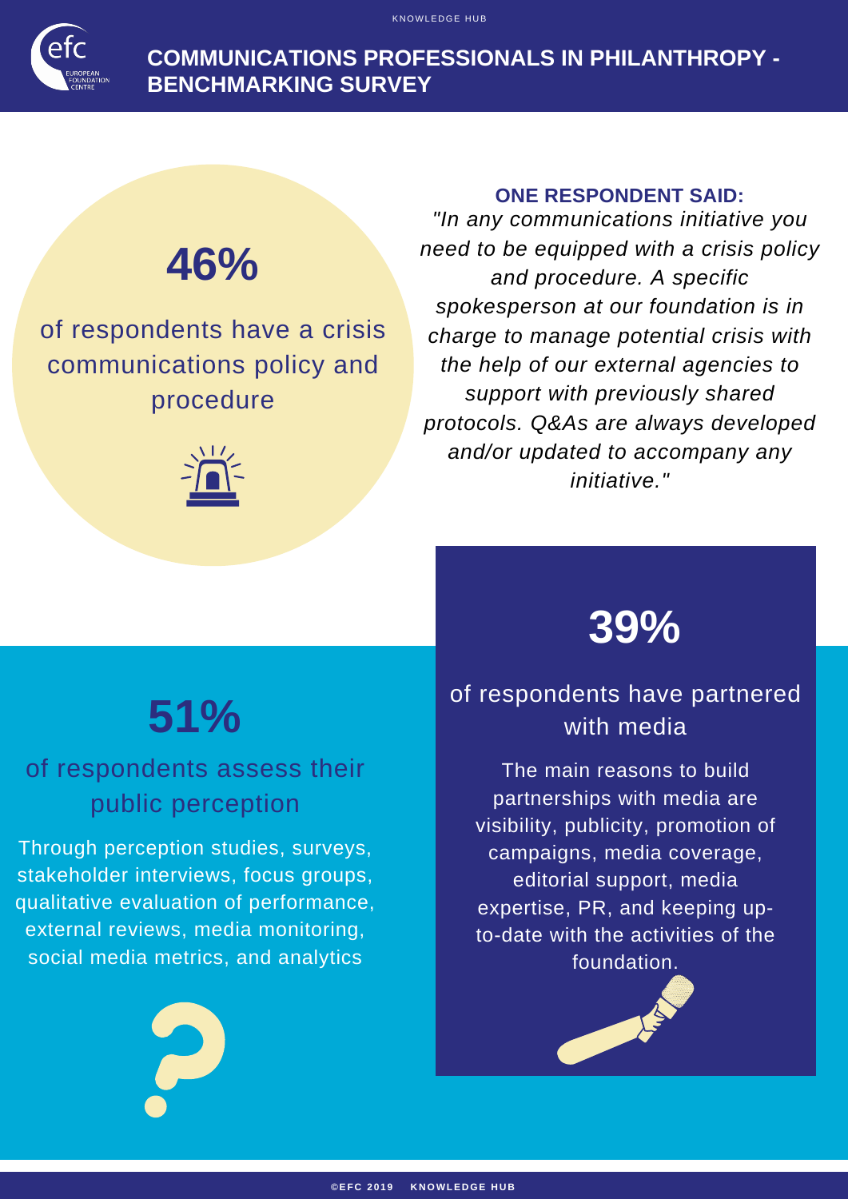# COMMUNICATIONS PROFESSIONALS IN PHILANTHROPY - BENCHMARKING SURVEY

## 46%

of respondents have a crisis communications policy and procedure

**ONE RESPONDENT SAID:**

*"In any communications initiative you need to be equipped with a crisis policy and procedure. A specific spokesperson at our foundation is in charge to manage potential crisis with the help of our external agencies to support with previously shared protocols. Q&As are always developed and/or updated to accompany any initiative."*

## 51%

of respondents assess their public perception

Through perception studies, surveys, stakeholder interviews, focus groups, qualitative evaluation of performance, external reviews, media monitoring, social media metrics, and analytics

## 39%

of respondents have partnered with media

The main reasons to build partnerships with media are visibility, publicity, promotion of campaigns, media coverage, editorial support, media expertise, PR, and keeping up-to-date with the activities of the foundation.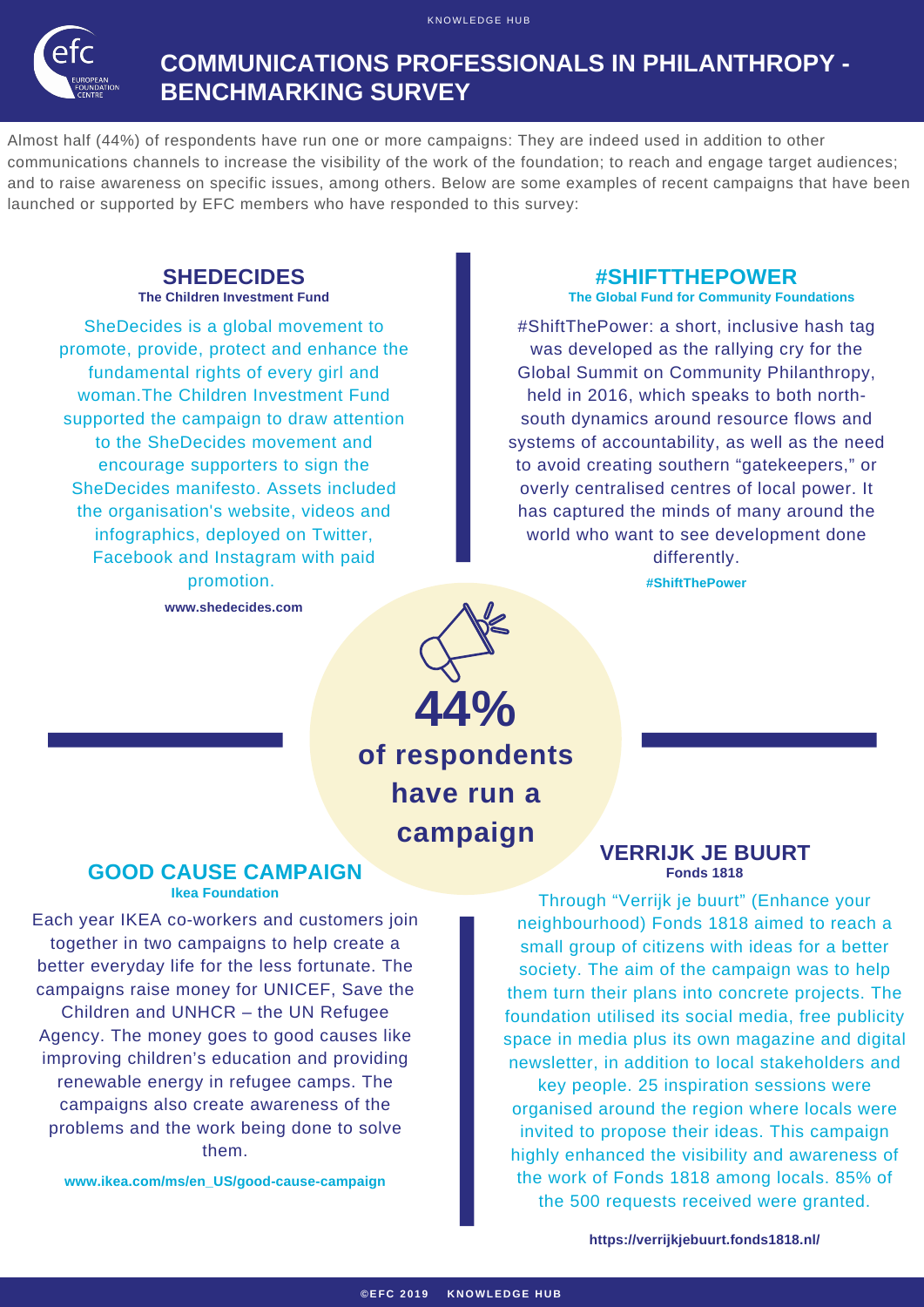# COMMUNICATIONS PROFESSIONALS IN PHILANTHROPY - BENCHMARKING SURVEY

Almost half (44%) of respondents have run one or more campaigns: They are indeed used in addition to other communications channels to increase the visibility of the work of the foundation; to reach and engage target audiences; and to raise awareness on specific issues, among others. Below are some examples of recent campaigns that have been launched or supported by EFC members who have responded to this survey:

## SHEDECIDES

**The Children Investment Fund**

SheDecides is a global movement to promote, provide, protect and enhance the fundamental rights of every girl and woman.The Children Investment Fund supported the campaign to draw attention to the SheDecides movement and encourage supporters to sign the SheDecides manifesto. Assets included the organisation's website, videos and infographics, deployed on Twitter, Facebook and Instagram with paid promotion.

**www.shedecides.com**

## #SHIFTTHEPOWER

**The Global Fund for Community Foundations**

#ShiftThePower: a short, inclusive hash tag was developed as the rallying cry for the Global Summit on Community Philanthropy, held in 2016, which speaks to both north-south dynamics around resource flows and systems of accountability, as well as the need to avoid creating southern "gatekeepers," or overly centralised centres of local power. It has captured the minds of many around the world who want to see development done differently.

**#ShiftThePower**

**44%**

**of respondents have run a campaign**

## GOOD CAUSE CAMPAIGN

**Ikea Foundation**

Each year IKEA co-workers and customers join together in two campaigns to help create a better everyday life for the less fortunate. The campaigns raise money for UNICEF, Save the Children and UNHCR – the UN Refugee Agency. The money goes to good causes like improving children's education and providing renewable energy in refugee camps. The campaigns also create awareness of the problems and the work being done to solve them.

**www.ikea.com/ms/en_US/good-cause-campaign**

## VERRIJK JE BUURT

**Fonds 1818**

Through "Verrijk je buurt" (Enhance your neighbourhood) Fonds 1818 aimed to reach a small group of citizens with ideas for a better society. The aim of the campaign was to help them turn their plans into concrete projects. The foundation utilised its social media, free publicity space in media plus its own magazine and digital newsletter, in addition to local stakeholders and key people. 25 inspiration sessions were organised around the region where locals were invited to propose their ideas. This campaign highly enhanced the visibility and awareness of the work of Fonds 1818 among locals. 85% of the 500 requests received were granted.

**https://verrijkjebuurt.fonds1818.nl/**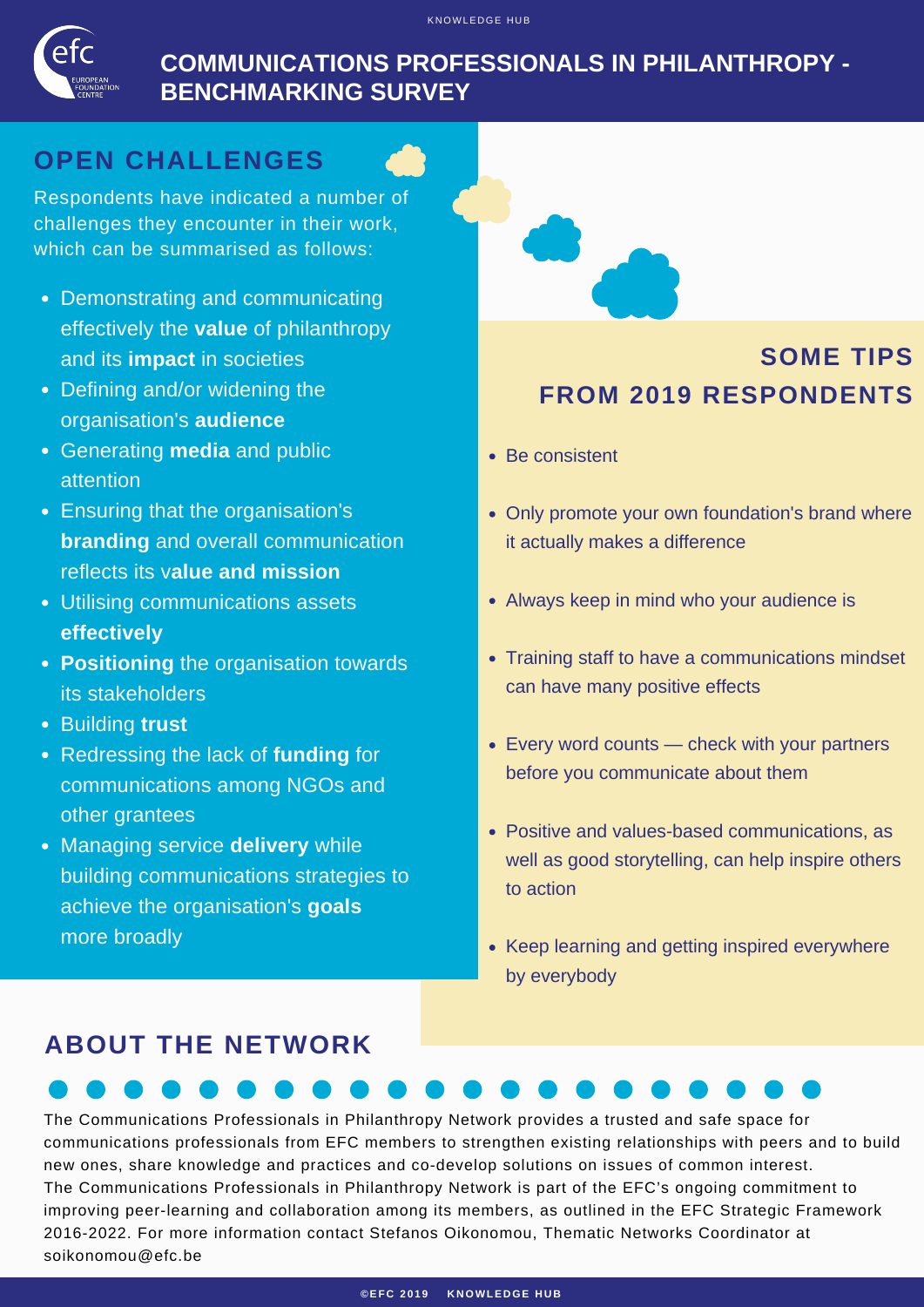# COMMUNICATIONS PROFESSIONALS IN PHILANTHROPY - BENCHMARKING SURVEY

## OPEN CHALLENGES

Respondents have indicated a number of challenges they encounter in their work, which can be summarised as follows:

- Demonstrating and communicating effectively the **value** of philanthropy and its **impact** in societies
- Defining and/or widening the organisation's **audience**
- Generating **media** and public attention
- Ensuring that the organisation's **branding** and overall communication reflects its v**alue and mission**
- Utilising communications assets **effectively**
- **Positioning** the organisation towards its stakeholders
- Building **trust**
- Redressing the lack of **funding** for communications among NGOs and other grantees
- Managing service **delivery** while building communications strategies to achieve the organisation's **goals** more broadly

## SOME TIPS FROM 2019 RESPONDENTS

- Be consistent
- Only promote your own foundation's brand where it actually makes a difference
- Always keep in mind who your audience is
- Training staff to have a communications mindset can have many positive effects
- Every word counts — check with your partners before you communicate about them
- Positive and values-based communications, as well as good storytelling, can help inspire others to action
- Keep learning and getting inspired everywhere by everybody

## ABOUT THE NETWORK

The Communications Professionals in Philanthropy Network provides a trusted and safe space for communications professionals from EFC members to strengthen existing relationships with peers and to build new ones, share knowledge and practices and co-develop solutions on issues of common interest.
The Communications Professionals in Philanthropy Network is part of the EFC's ongoing commitment to improving peer-learning and collaboration among its members, as outlined in the EFC Strategic Framework 2016-2022. For more information contact Stefanos Oikonomou, Thematic Networks Coordinator at soikonomou@efc.be

©EFC 2019 KNOWLEDGE HUB